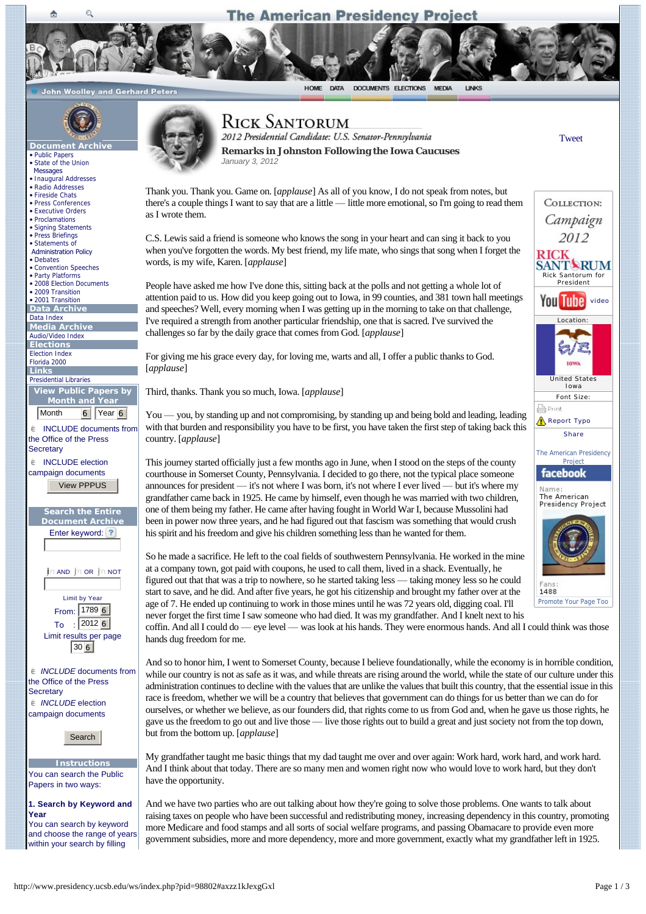# Rick Santorum

*2012 Presidential Candidate: U.S. Senator-Pennsylvania*

**Remarks in Johnston Following the Iowa Caucuses**

*January 3, 2012*

Thank you. Thank you. Game on. [*applause*] As all of you know, I do not speak from notes, but there's a couple things I want to say that are a little — little more emotional, so I'm going to read them as I wrote them.

C.S. Lewis said a friend is someone who knows the song in your heart and can sing it back to you when you've forgotten the words. My best friend, my life mate, who sings that song when I forget the words, is my wife, Karen. [*applause*]

People have asked me how I've done this, sitting back at the polls and not getting a whole lot of attention paid to us. How did you keep going out to Iowa, in 99 counties, and 381 town hall meetings and speeches? Well, every morning when I was getting up in the morning to take on that challenge, I've required a strength from another particular friendship, one that is sacred. I've survived the challenges so far by the daily grace that comes from God. [*applause*]

For giving me his grace every day, for loving me, warts and all, I offer a public thanks to God. [*applause*]

Third, thanks. Thank you so much, Iowa. [*applause*]

You — you, by standing up and not compromising, by standing up and being bold and leading, leading with that burden and responsibility you have to be first, you have taken the first step of taking back this country. [*applause*]

This journey started officially just a few months ago in June, when I stood on the steps of the county courthouse in Somerset County, Pennsylvania. I decided to go there, not the typical place someone announces for president — it's not where I was born, it's not where I ever lived — but it's where my grandfather came back in 1925. He came by himself, even though he was married with two children, one of them being my father. He came after having fought in World War I, because Mussolini had been in power now three years, and he had figured out that fascism was something that would crush his spirit and his freedom and give his children something less than he wanted for them.

So he made a sacrifice. He left to the coal fields of southwestern Pennsylvania. He worked in the mine at a company town, got paid with coupons, he used to call them, lived in a shack. Eventually, he figured out that that was a trip to nowhere, so he started taking less — taking money less so he could start to save, and he did. And after five years, he got his citizenship and brought my father over at the age of 7. He ended up continuing to work in those mines until he was 72 years old, digging coal. I'll never forget the first time I saw someone who had died. It was my grandfather. And I knelt next to his coffin. And all I could do — eye level — was look at his hands. They were enormous hands. And all I could think was those hands dug freedom for me.

And so to honor him, I went to Somerset County, because I believe foundationally, while the economy is in horrible condition, while our country is not as safe as it was, and while threats are rising around the world, while the state of our culture under this administration continues to decline with the values that are unlike the values that built this country, that the essential issue in this race is freedom, whether we will be a country that believes that government can do things for us better than we can do for ourselves, or whether we believe, as our founders did, that rights come to us from God and, when he gave us those rights, he gave us the freedom to go out and live those — live those rights out to build a great and just society not from the top down, but from the bottom up. [*applause*]

My grandfather taught me basic things that my dad taught me over and over again: Work hard, work hard, and work hard. And I think about that today. There are so many men and women right now who would love to work hard, but they don't have the opportunity.

And we have two parties who are out talking about how they're going to solve those problems. One wants to talk about raising taxes on people who have been successful and redistributing money, increasing dependency in this country, promoting more Medicare and food stamps and all sorts of social welfare programs, and passing Obamacare to provide even more government subsidies, more and more dependency, more and more government, exactly what my grandfather left in 1925.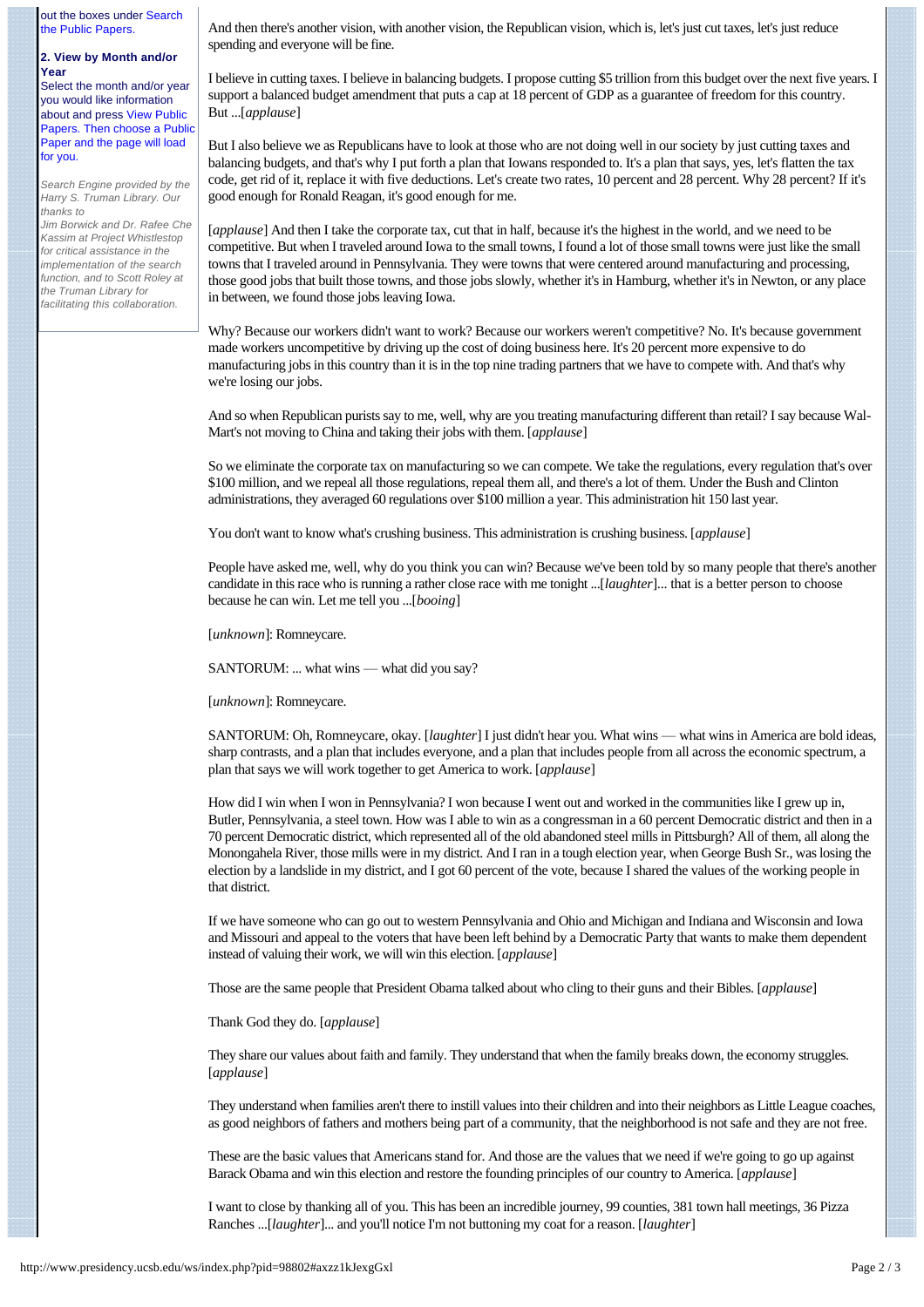out the boxes under Search the Public Papers.

**2. View by Month and/or Year**
Select the month and/or year you would like information about and press View Public Papers. Then choose a Public Paper and the page will load for you.

*Search Engine provided by the Harry S. Truman Library. Our thanks to Jim Borwick and Dr. Rafee Che Kassim at Project Whistlestop for critical assistance in the implementation of the search function, and to Scott Roley at the Truman Library for facilitating this collaboration.*

And then there's another vision, with another vision, the Republican vision, which is, let's just cut taxes, let's just reduce spending and everyone will be fine.

I believe in cutting taxes. I believe in balancing budgets. I propose cutting $5 trillion from this budget over the next five years. I support a balanced budget amendment that puts a cap at 18 percent of GDP as a guarantee of freedom for this country. But ...[*applause*]

But I also believe we as Republicans have to look at those who are not doing well in our society by just cutting taxes and balancing budgets, and that's why I put forth a plan that Iowans responded to. It's a plan that says, yes, let's flatten the tax code, get rid of it, replace it with five deductions. Let's create two rates, 10 percent and 28 percent. Why 28 percent? If it's good enough for Ronald Reagan, it's good enough for me.

[*applause*] And then I take the corporate tax, cut that in half, because it's the highest in the world, and we need to be competitive. But when I traveled around Iowa to the small towns, I found a lot of those small towns were just like the small towns that I traveled around in Pennsylvania. They were towns that were centered around manufacturing and processing, those good jobs that built those towns, and those jobs slowly, whether it's in Hamburg, whether it's in Newton, or any place in between, we found those jobs leaving Iowa.

Why? Because our workers didn't want to work? Because our workers weren't competitive? No. It's because government made workers uncompetitive by driving up the cost of doing business here. It's 20 percent more expensive to do manufacturing jobs in this country than it is in the top nine trading partners that we have to compete with. And that's why we're losing our jobs.

And so when Republican purists say to me, well, why are you treating manufacturing different than retail? I say because Wal-Mart's not moving to China and taking their jobs with them. [*applause*]

So we eliminate the corporate tax on manufacturing so we can compete. We take the regulations, every regulation that's over $100 million, and we repeal all those regulations, repeal them all, and there's a lot of them. Under the Bush and Clinton administrations, they averaged 60 regulations over $100 million a year. This administration hit 150 last year.

You don't want to know what's crushing business. This administration is crushing business. [*applause*]

People have asked me, well, why do you think you can win? Because we've been told by so many people that there's another candidate in this race who is running a rather close race with me tonight ...[*laughter*]... that is a better person to choose because he can win. Let me tell you ...[*booing*]

[*unknown*]: Romneycare.

SANTORUM: ... what wins — what did you say?

[*unknown*]: Romneycare.

SANTORUM: Oh, Romneycare, okay. [*laughter*] I just didn't hear you. What wins — what wins in America are bold ideas, sharp contrasts, and a plan that includes everyone, and a plan that includes people from all across the economic spectrum, a plan that says we will work together to get America to work. [*applause*]

How did I win when I won in Pennsylvania? I won because I went out and worked in the communities like I grew up in, Butler, Pennsylvania, a steel town. How was I able to win as a congressman in a 60 percent Democratic district and then in a 70 percent Democratic district, which represented all of the old abandoned steel mills in Pittsburgh? All of them, all along the Monongahela River, those mills were in my district. And I ran in a tough election year, when George Bush Sr., was losing the election by a landslide in my district, and I got 60 percent of the vote, because I shared the values of the working people in that district.

If we have someone who can go out to western Pennsylvania and Ohio and Michigan and Indiana and Wisconsin and Iowa and Missouri and appeal to the voters that have been left behind by a Democratic Party that wants to make them dependent instead of valuing their work, we will win this election. [*applause*]

Those are the same people that President Obama talked about who cling to their guns and their Bibles. [*applause*]

Thank God they do. [*applause*]

They share our values about faith and family. They understand that when the family breaks down, the economy struggles. [*applause*]

They understand when families aren't there to instill values into their children and into their neighbors as Little League coaches, as good neighbors of fathers and mothers being part of a community, that the neighborhood is not safe and they are not free.

These are the basic values that Americans stand for. And those are the values that we need if we're going to go up against Barack Obama and win this election and restore the founding principles of our country to America. [*applause*]

I want to close by thanking all of you. This has been an incredible journey, 99 counties, 381 town hall meetings, 36 Pizza Ranches ...[*laughter*]... and you'll notice I'm not buttoning my coat for a reason. [*laughter*]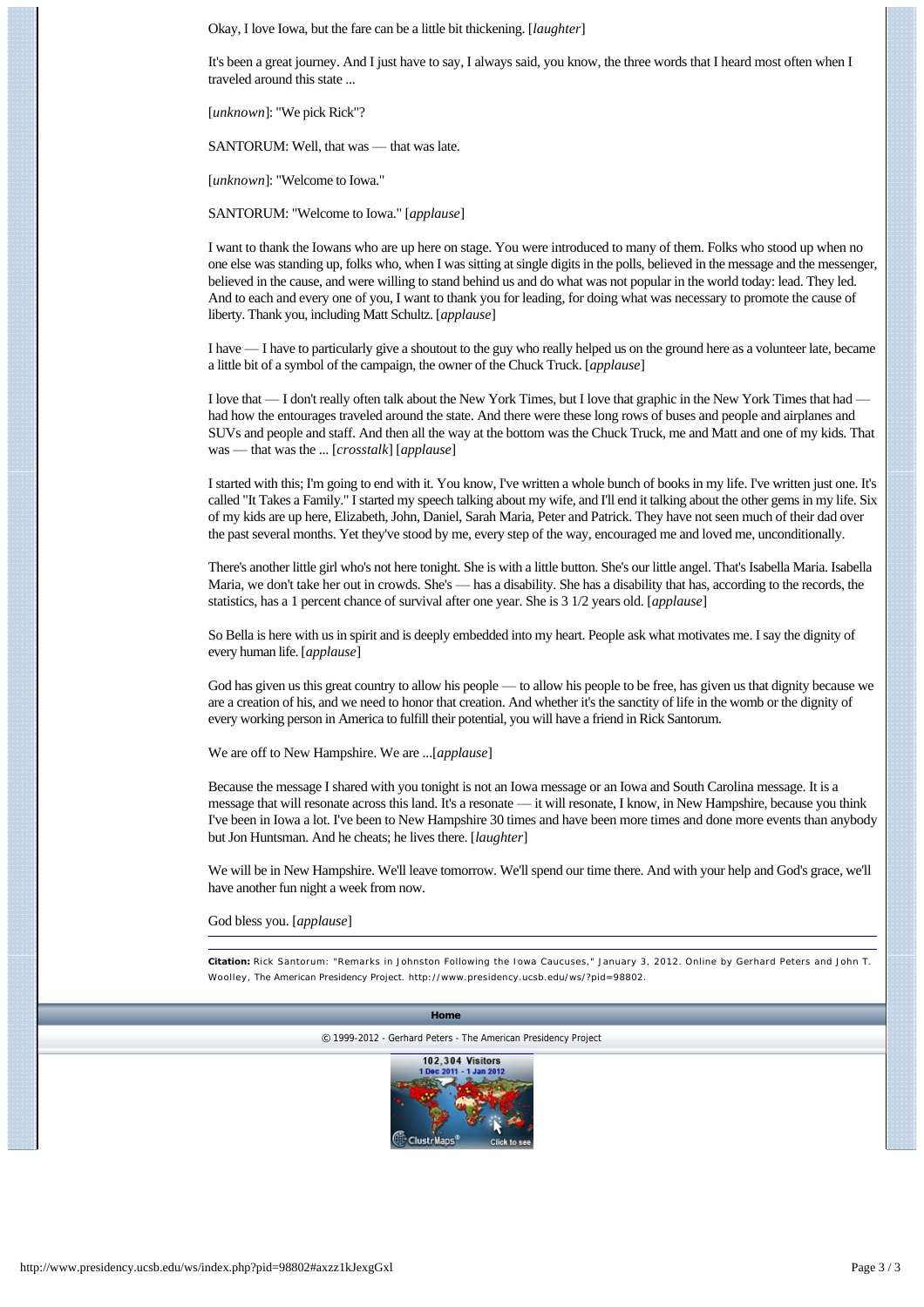Okay, I love Iowa, but the fare can be a little bit thickening. [*laughter*]

It's been a great journey. And I just have to say, I always said, you know, the three words that I heard most often when I traveled around this state ...

[*unknown*]: "We pick Rick"?

SANTORUM: Well, that was — that was late.

[*unknown*]: "Welcome to Iowa."

SANTORUM: "Welcome to Iowa." [*applause*]

I want to thank the Iowans who are up here on stage. You were introduced to many of them. Folks who stood up when no one else was standing up, folks who, when I was sitting at single digits in the polls, believed in the message and the messenger, believed in the cause, and were willing to stand behind us and do what was not popular in the world today: lead. They led. And to each and every one of you, I want to thank you for leading, for doing what was necessary to promote the cause of liberty. Thank you, including Matt Schultz. [*applause*]

I have — I have to particularly give a shoutout to the guy who really helped us on the ground here as a volunteer late, became a little bit of a symbol of the campaign, the owner of the Chuck Truck. [*applause*]

I love that — I don't really often talk about the New York Times, but I love that graphic in the New York Times that had — had how the entourages traveled around the state. And there were these long rows of buses and people and airplanes and SUVs and people and staff. And then all the way at the bottom was the Chuck Truck, me and Matt and one of my kids. That was — that was the ... [*crosstalk*] [*applause*]

I started with this; I'm going to end with it. You know, I've written a whole bunch of books in my life. I've written just one. It's called "It Takes a Family." I started my speech talking about my wife, and I'll end it talking about the other gems in my life. Six of my kids are up here, Elizabeth, John, Daniel, Sarah Maria, Peter and Patrick. They have not seen much of their dad over the past several months. Yet they've stood by me, every step of the way, encouraged me and loved me, unconditionally.

There's another little girl who's not here tonight. She is with a little button. She's our little angel. That's Isabella Maria. Isabella Maria, we don't take her out in crowds. She's — has a disability. She has a disability that has, according to the records, the statistics, has a 1 percent chance of survival after one year. She is 3 1/2 years old. [*applause*]

So Bella is here with us in spirit and is deeply embedded into my heart. People ask what motivates me. I say the dignity of every human life. [*applause*]

God has given us this great country to allow his people — to allow his people to be free, has given us that dignity because we are a creation of his, and we need to honor that creation. And whether it's the sanctity of life in the womb or the dignity of every working person in America to fulfill their potential, you will have a friend in Rick Santorum.

We are off to New Hampshire. We are ...[*applause*]

Because the message I shared with you tonight is not an Iowa message or an Iowa and South Carolina message. It is a message that will resonate across this land. It's a resonate — it will resonate, I know, in New Hampshire, because you think I've been in Iowa a lot. I've been to New Hampshire 30 times and have been more times and done more events than anybody but Jon Huntsman. And he cheats; he lives there. [*laughter*]

We will be in New Hampshire. We'll leave tomorrow. We'll spend our time there. And with your help and God's grace, we'll have another fun night a week from now.

God bless you. [*applause*]

---

**Citation:** Rick Santorum: "Remarks in Johnston Following the Iowa Caucuses," January 3, 2012. Online by Gerhard Peters and John T. Woolley, The American Presidency Project. http://www.presidency.ucsb.edu/ws/?pid=98802.

**Home**

© 1999-2012 - Gerhard Peters - The American Presidency Project

102,304 Visitors
1 Dec 2011 - 1 Jan 2012
ClustrMaps® Click to see